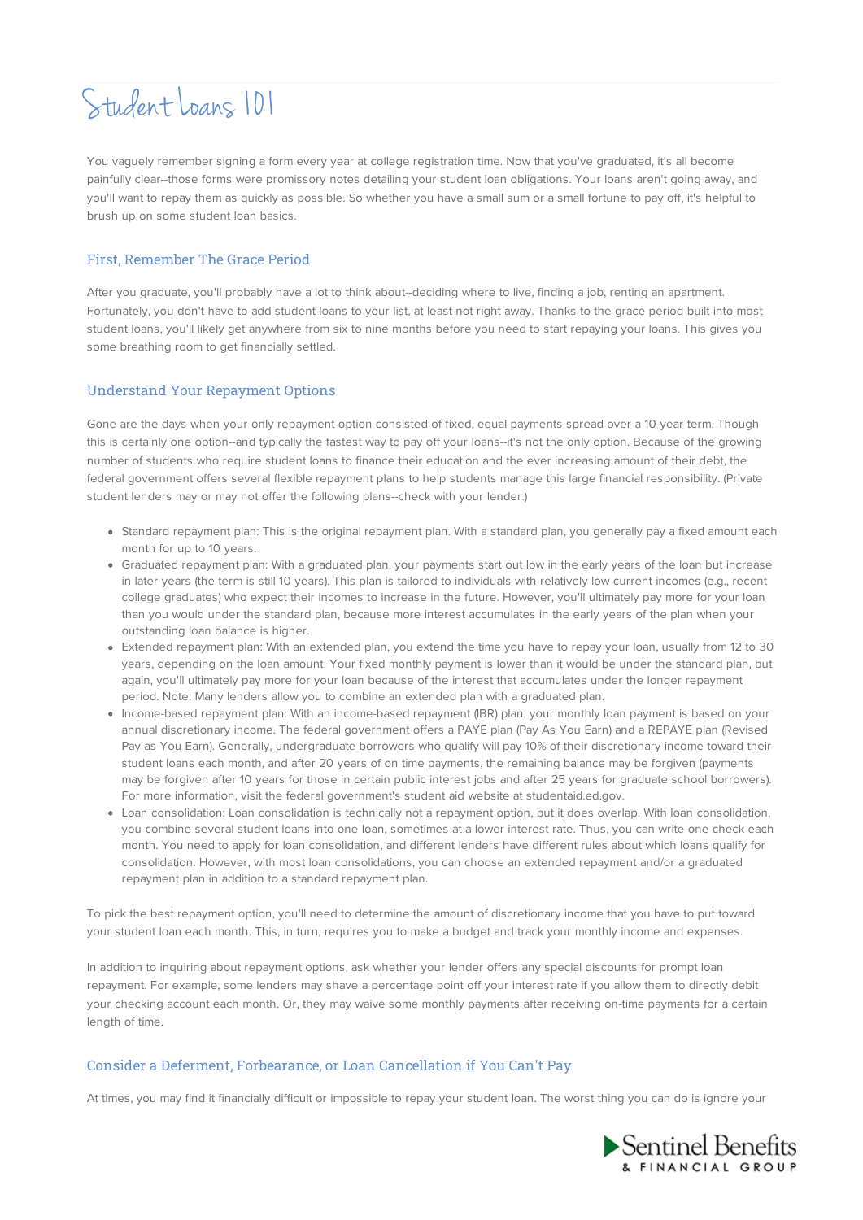# Student Loans 101

You vaguely remember signing a form every year at college registration time. Now that you've graduated, it's all become painfully clear--those forms were promissory notes detailing your student loan obligations. Your loans aren't going away, and you'll want to repay them as quickly as possible. So whether you have a small sum or a small fortune to pay off, it's helpful to brush up on some student loan basics.

## First, Remember The Grace Period

After you graduate, you'll probably have a lot to think about--deciding where to live, finding a job, renting an apartment. Fortunately, you don't have to add student loans to your list, at least not right away. Thanks to the grace period built into most student loans, you'll likely get anywhere from six to nine months before you need to start repaying your loans. This gives you some breathing room to get financially settled.

## Understand Your Repayment Options

Gone are the days when your only repayment option consisted of fixed, equal payments spread over a 10-year term. Though this is certainly one option--and typically the fastest way to pay off your loans--it's not the only option. Because of the growing number of students who require student loans to finance their education and the ever increasing amount of their debt, the federal government offers several flexible repayment plans to help students manage this large financial responsibility. (Private student lenders may or may not offer the following plans--check with your lender.)

- Standard repayment plan: This is the original repayment plan. With a standard plan, you generally pay a fixed amount each month for up to 10 years.
- Graduated repayment plan: With a graduated plan, your payments start out low in the early years of the loan but increase in later years (the term is still 10 years). This plan is tailored to individuals with relatively low current incomes (e.g., recent college graduates) who expect their incomes to increase in the future. However, you'll ultimately pay more for your loan than you would under the standard plan, because more interest accumulates in the early years of the plan when your outstanding loan balance is higher.
- Extended repayment plan: With an extended plan, you extend the time you have to repay your loan, usually from 12 to 30 years, depending on the loan amount. Your fixed monthly payment is lower than it would be under the standard plan, but again, you'll ultimately pay more for your loan because of the interest that accumulates under the longer repayment period. Note: Many lenders allow you to combine an extended plan with a graduated plan.
- Income-based repayment plan: With an income-based repayment (IBR) plan, your monthly loan payment is based on your annual discretionary income. The federal government offers a PAYE plan (Pay As You Earn) and a REPAYE plan (Revised Pay as You Earn). Generally, undergraduate borrowers who qualify will pay 10% of their discretionary income toward their student loans each month, and after 20 years of on time payments, the remaining balance may be forgiven (payments may be forgiven after 10 years for those in certain public interest jobs and after 25 years for graduate school borrowers). For more information, visit the federal government's student aid website at studentaid.ed.gov.
- Loan consolidation: Loan consolidation is technically not a repayment option, but it does overlap. With loan consolidation, you combine several student loans into one loan, sometimes at a lower interest rate. Thus, you can write one check each month. You need to apply for loan consolidation, and different lenders have different rules about which loans qualify for consolidation. However, with most loan consolidations, you can choose an extended repayment and/or a graduated repayment plan in addition to a standard repayment plan.

To pick the best repayment option, you'll need to determine the amount of discretionary income that you have to put toward your student loan each month. This, in turn, requires you to make a budget and track your monthly income and expenses.

In addition to inquiring about repayment options, ask whether your lender offers any special discounts for prompt loan repayment. For example, some lenders may shave a percentage point off your interest rate if you allow them to directly debit your checking account each month. Or, they may waive some monthly payments after receiving on-time payments for a certain length of time.

## Consider a Deferment, Forbearance, or Loan Cancellation if You Can't Pay

At times, you may find it financially difficult or impossible to repay your student loan. The worst thing you can do is ignore your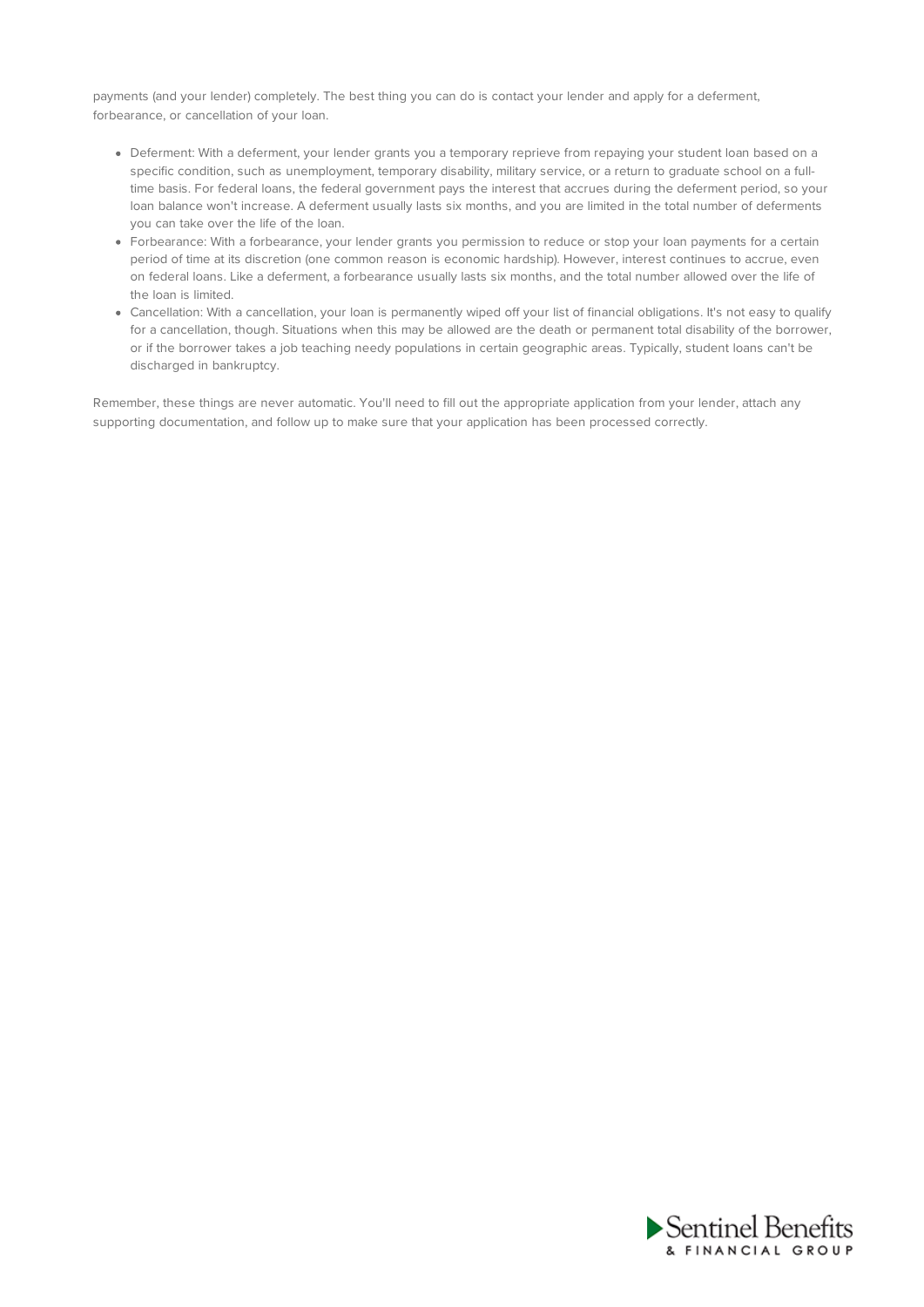payments (and your lender) completely. The best thing you can do is contact your lender and apply for a deferment, forbearance, or cancellation of your loan.

- Deferment: With a deferment, your lender grants you a temporary reprieve from repaying your student loan based on a specific condition, such as unemployment, temporary disability, military service, or a return to graduate school on a full-time basis. For federal loans, the federal government pays the interest that accrues during the deferment period, so your loan balance won't increase. A deferment usually lasts six months, and you are limited in the total number of deferments you can take over the life of the loan.
- Forbearance: With a forbearance, your lender grants you permission to reduce or stop your loan payments for a certain period of time at its discretion (one common reason is economic hardship). However, interest continues to accrue, even on federal loans. Like a deferment, a forbearance usually lasts six months, and the total number allowed over the life of the loan is limited.
- Cancellation: With a cancellation, your loan is permanently wiped off your list of financial obligations. It's not easy to qualify for a cancellation, though. Situations when this may be allowed are the death or permanent total disability of the borrower, or if the borrower takes a job teaching needy populations in certain geographic areas. Typically, student loans can't be discharged in bankruptcy.

Remember, these things are never automatic. You'll need to fill out the appropriate application from your lender, attach any supporting documentation, and follow up to make sure that your application has been processed correctly.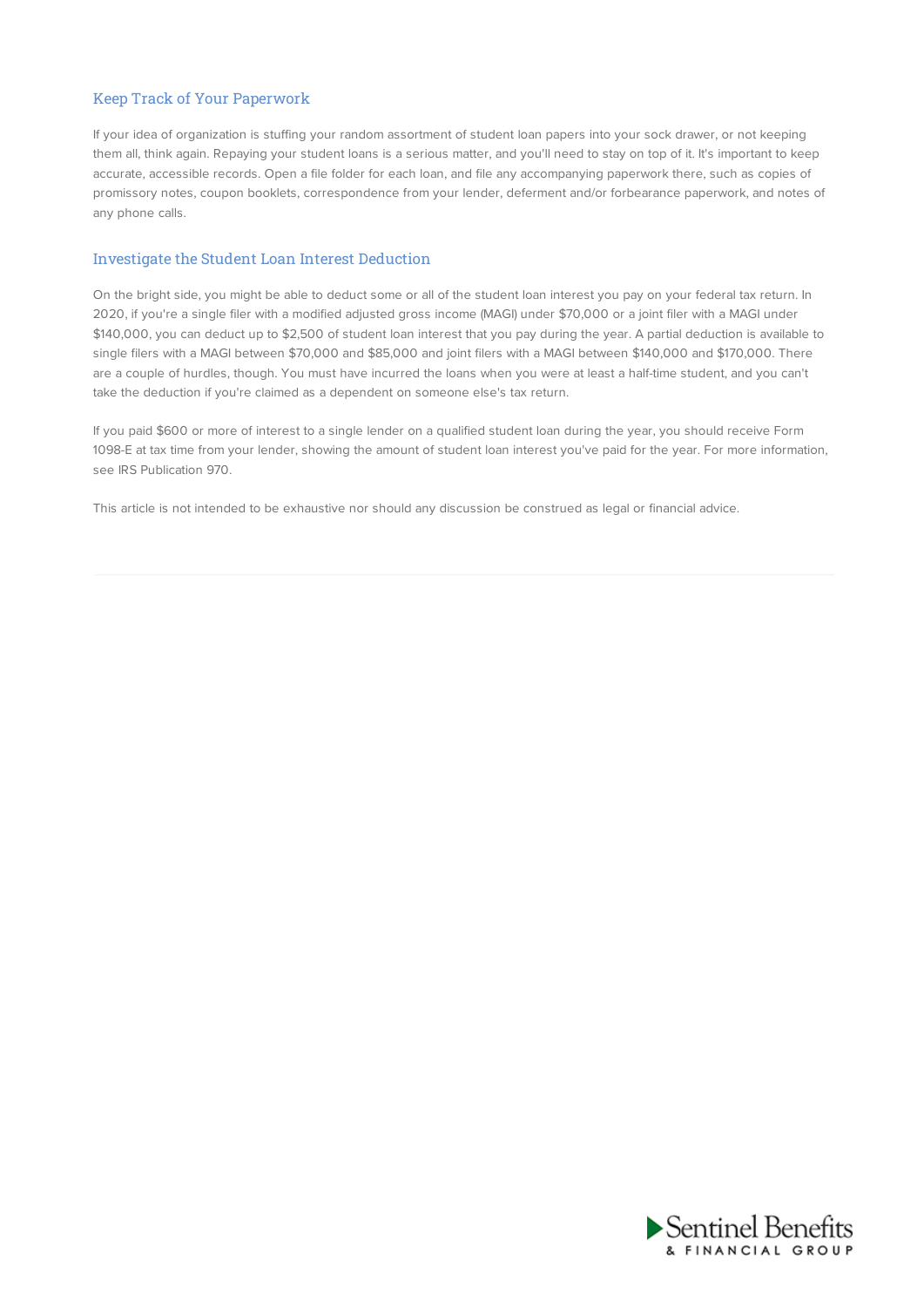## Keep Track of Your Paperwork

If your idea of organization is stuffing your random assortment of student loan papers into your sock drawer, or not keeping them all, think again. Repaying your student loans is a serious matter, and you'll need to stay on top of it. It's important to keep accurate, accessible records. Open a file folder for each loan, and file any accompanying paperwork there, such as copies of promissory notes, coupon booklets, correspondence from your lender, deferment and/or forbearance paperwork, and notes of any phone calls.

## Investigate the Student Loan Interest Deduction

On the bright side, you might be able to deduct some or all of the student loan interest you pay on your federal tax return. In 2020, if you're a single filer with a modified adjusted gross income (MAGI) under $70,000 or a joint filer with a MAGI under $140,000, you can deduct up to $2,500 of student loan interest that you pay during the year. A partial deduction is available to single filers with a MAGI between $70,000 and $85,000 and joint filers with a MAGI between $140,000 and $170,000. There are a couple of hurdles, though. You must have incurred the loans when you were at least a half-time student, and you can't take the deduction if you're claimed as a dependent on someone else's tax return.

If you paid $600 or more of interest to a single lender on a qualified student loan during the year, you should receive Form 1098-E at tax time from your lender, showing the amount of student loan interest you've paid for the year. For more information, see IRS Publication 970.

This article is not intended to be exhaustive nor should any discussion be construed as legal or financial advice.

Sentinel Benefits & Financial Group